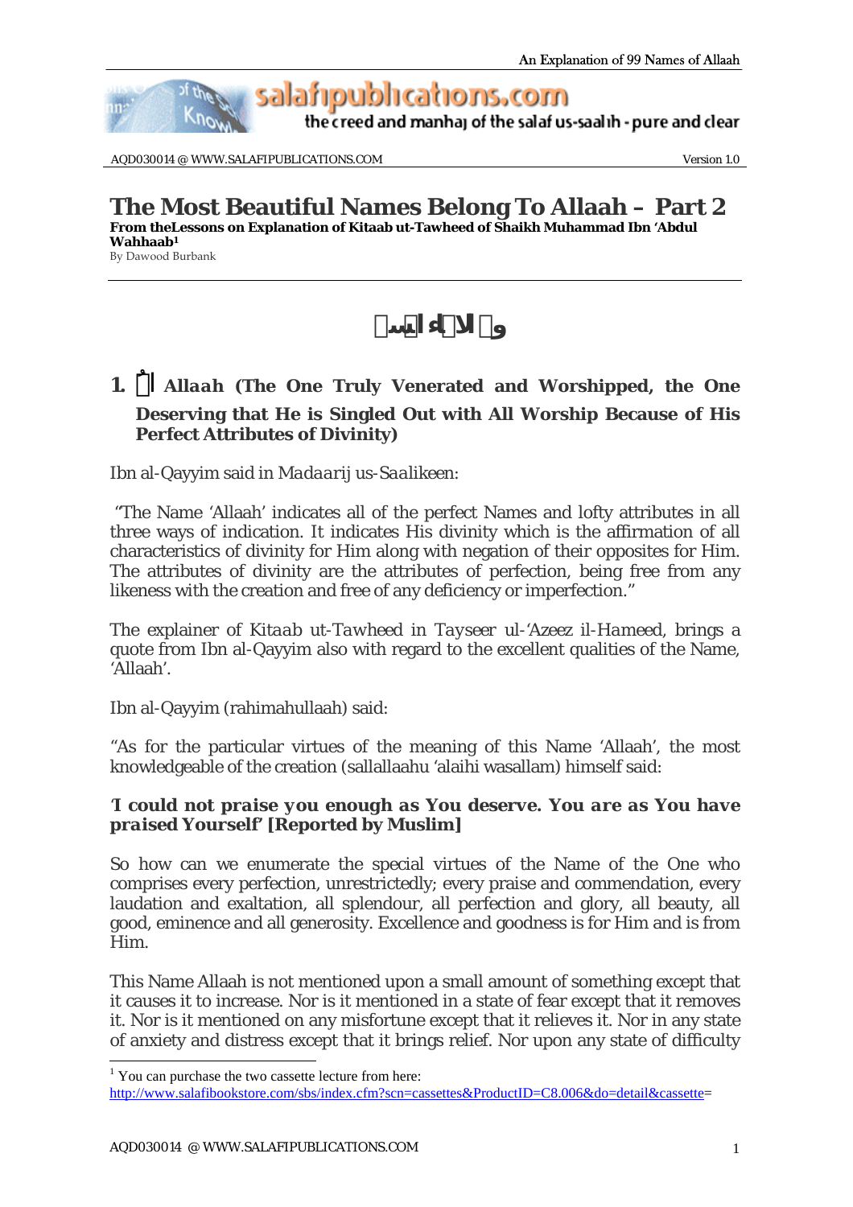# The Most Beautiful Names Belong To Allaah – Part 2

**From theLessons on Explanation of Kitaab ut-Tawheed of Shaikh Muhammad Ibn 'Abdul Wahhaab[1]**

By Dawood Burbank

---

### 1. اللّٰه Allaah (The One Truly Venerated and Worshipped, the One Deserving that He is Singled Out with All Worship Because of His Perfect Attributes of Divinity)

Ibn al-Qayyim said in *Madaarij us-Saalikeen*:

"The Name 'Allaah' indicates all of the perfect Names and lofty attributes in all three ways of indication. It indicates His divinity which is the affirmation of all characteristics of divinity for Him along with negation of their opposites for Him. The attributes of divinity are the attributes of perfection, being free from any likeness with the creation and free of any deficiency or imperfection."

The explainer of *Kitaab ut-Tawheed* in *Tayseer ul-'Azeez il-Hameed*, brings a quote from Ibn al-Qayyim also with regard to the excellent qualities of the Name, 'Allaah'.

Ibn al-Qayyim (rahimahullaah) said:

"As for the particular virtues of the meaning of this Name 'Allaah', the most knowledgeable of the creation (sallallaahu 'alaihi wasallam) himself said:

***'I could not praise you enough as You deserve. You are as You have praised Yourself' [Reported by Muslim]***

So how can we enumerate the special virtues of the Name of the One who comprises every perfection, unrestrictedly; every praise and commendation, every laudation and exaltation, all splendour, all perfection and glory, all beauty, all good, eminence and all generosity. Excellence and goodness is for Him and is from Him.

This Name Allaah is not mentioned upon a small amount of something except that it causes it to increase. Nor is it mentioned in a state of fear except that it removes it. Nor is it mentioned on any misfortune except that it relieves it. Nor in any state of anxiety and distress except that it brings relief. Nor upon any state of difficulty

---

[1] You can purchase the two cassette lecture from here: http://www.salafibookstore.com/sbs/index.cfm?scn=cassettes&ProductID=C8.006&do=detail&cassette=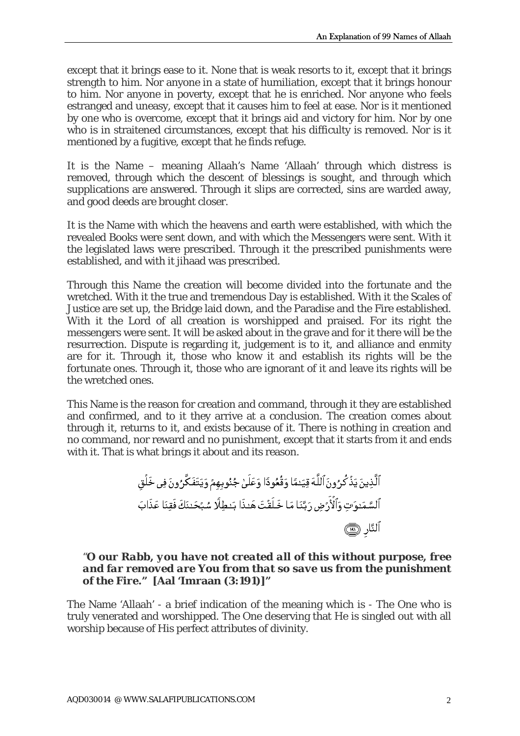except that it brings ease to it. None that is weak resorts to it, except that it brings strength to him. Nor anyone in a state of humiliation, except that it brings honour to him. Nor anyone in poverty, except that he is enriched. Nor anyone who feels estranged and uneasy, except that it causes him to feel at ease. Nor is it mentioned by one who is overcome, except that it brings aid and victory for him. Nor by one who is in straitened circumstances, except that his difficulty is removed. Nor is it mentioned by a fugitive, except that he finds refuge.

It is the Name – meaning Allaah's Name 'Allaah' through which distress is removed, through which the descent of blessings is sought, and through which supplications are answered. Through it slips are corrected, sins are warded away, and good deeds are brought closer.

It is the Name with which the heavens and earth were established, with which the revealed Books were sent down, and with which the Messengers were sent. With it the legislated laws were prescribed. Through it the prescribed punishments were established, and with it jihaad was prescribed.

Through this Name the creation will become divided into the fortunate and the wretched. With it the true and tremendous Day is established. With it the Scales of Justice are set up, the Bridge laid down, and the Paradise and the Fire established. With it the Lord of all creation is worshipped and praised. For its right the messengers were sent. It will be asked about in the grave and for it there will be the resurrection. Dispute is regarding it, judgement is to it, and alliance and enmity are for it. Through it, those who know it and establish its rights will be the fortunate ones. Through it, those who are ignorant of it and leave its rights will be the wretched ones.

This Name is the reason for creation and command, through it they are established and confirmed, and to it they arrive at a conclusion. The creation comes about through it, returns to it, and exists because of it. There is nothing in creation and no command, nor reward and no punishment, except that it starts from it and ends with it. That is what brings it about and its reason.

ٱلَّذِينَ يَذْكُرُونَ ٱللَّهَ قِيَـٰمًا وَقُعُودًا وَعَلَىٰ جُنُوبِهِمْ وَيَتَفَكَّرُونَ فِى خَلْقِ ٱلسَّمَـٰوَٰتِ وَٱلْأَرْضِ رَبَّنَا مَا خَلَقْتَ هَـٰذَا بَـٰطِلًا سُبْحَـٰنَكَ فَقِنَا عَذَابَ ٱلنَّارِ ﴿١٩١﴾

***"O our Rabb, you have not created all of this without purpose, free and far removed are You from that so save us from the punishment of the Fire." [Aal 'Imraan (3:191)]"***

The Name 'Allaah' - a brief indication of the meaning which is - The One who is truly venerated and worshipped. The One deserving that He is singled out with all worship because of His perfect attributes of divinity.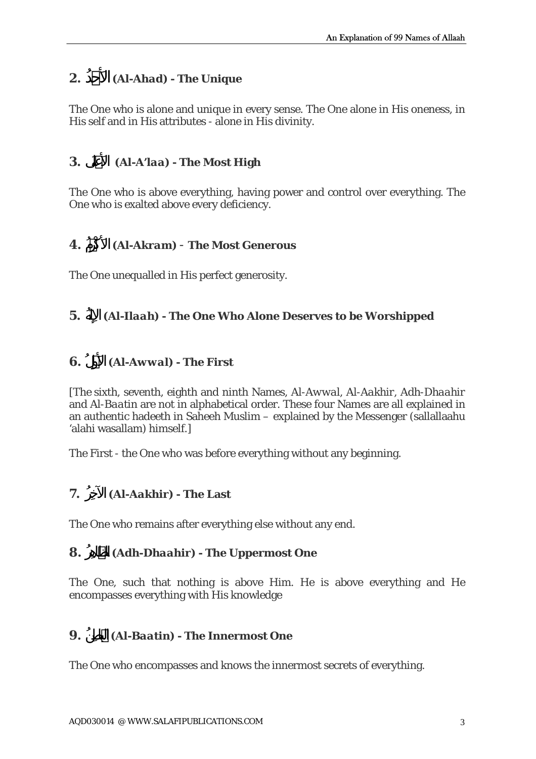## 2. الأَحَدُ (Al-Ahad) - The Unique

The One who is alone and unique in every sense. The One alone in His oneness, in His self and in His attributes - alone in His divinity.

## 3. الأَعْلَى (Al-A'laa) - The Most High

The One who is above everything, having power and control over everything. The One who is exalted above every deficiency.

## 4. الأَكْرَمُ (Al-Akram) - The Most Generous

The One unequalled in His perfect generosity.

## 5. الإِلَهُ (Al-Ilaah) - The One Who Alone Deserves to be Worshipped

## 6. الأَوَّلُ (Al-Awwal) - The First

[The sixth, seventh, eighth and ninth Names, *Al-Awwal*, *Al-Aakhir*, *Adh-Dhaahir* and *Al-Baatin* are not in alphabetical order. These four Names are all explained in an authentic hadeeth in Saheeh Muslim – explained by the Messenger (sallallaahu 'alahi wasallam) himself.]

The First - the One who was before everything without any beginning.

## 7. الآخِرُ (Al-Aakhir) - The Last

The One who remains after everything else without any end.

## 8. الظَّاهِرُ (Adh-Dhaahir) - The Uppermost One

The One, such that nothing is above Him. He is above everything and He encompasses everything with His knowledge

## 9. البَاطِنُ (Al-Baatin) - The Innermost One

The One who encompasses and knows the innermost secrets of everything.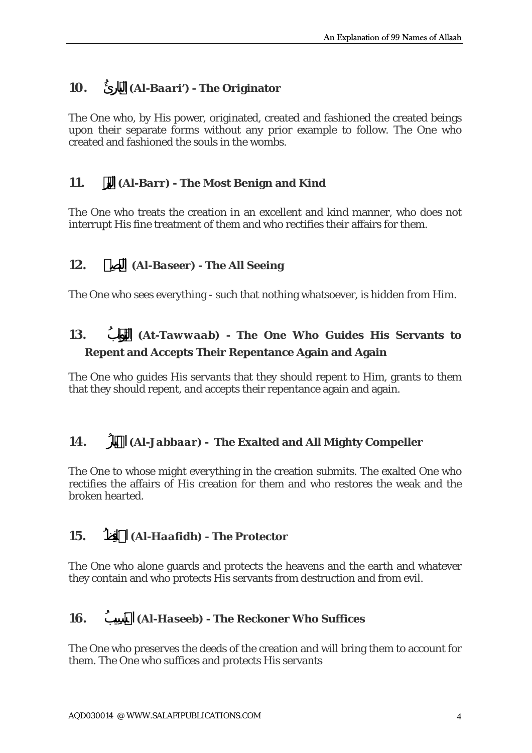## 10. البارئ (Al-Baari') - The Originator

The One who, by His power, originated, created and fashioned the created beings upon their separate forms without any prior example to follow. The One who created and fashioned the souls in the wombs.

## 11. البر (Al-Barr) - The Most Benign and Kind

The One who treats the creation in an excellent and kind manner, who does not interrupt His fine treatment of them and who rectifies their affairs for them.

## 12. البصير (Al-Baseer) - The All Seeing

The One who sees everything - such that nothing whatsoever, is hidden from Him.

## 13. التواب (At-Tawwaab) - The One Who Guides His Servants to Repent and Accepts Their Repentance Again and Again

The One who guides His servants that they should repent to Him, grants to them that they should repent, and accepts their repentance again and again.

## 14. الجبار (Al-Jabbaar) - The Exalted and All Mighty Compeller

The One to whose might everything in the creation submits. The exalted One who rectifies the affairs of His creation for them and who restores the weak and the broken hearted.

## 15. الحفيظ (Al-Haafidh) - The Protector

The One who alone guards and protects the heavens and the earth and whatever they contain and who protects His servants from destruction and from evil.

## 16. الحسيب (Al-Haseeb) - The Reckoner Who Suffices

The One who preserves the deeds of the creation and will bring them to account for them. The One who suffices and protects His servants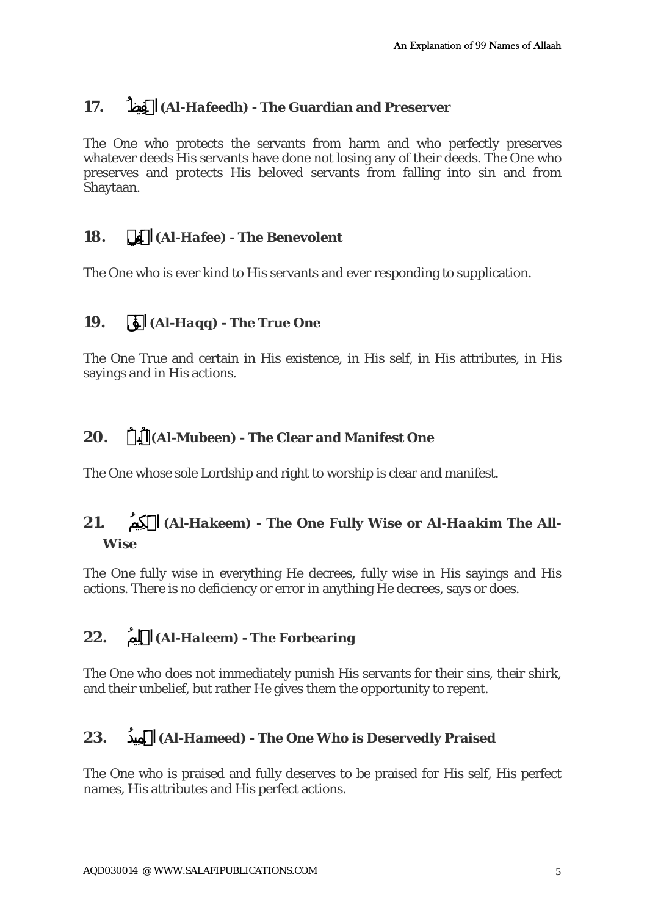### 17. الحَفِيظُ (Al-Hafeedh) - The Guardian and Preserver

The One who protects the servants from harm and who perfectly preserves whatever deeds His servants have done not losing any of their deeds. The One who preserves and protects His beloved servants from falling into sin and from Shaytaan.

### 18. الحَفِيُّ (Al-Hafee) - The Benevolent

The One who is ever kind to His servants and ever responding to supplication.

### 19. الحَقُّ (Al-Haqq) - The True One

The One True and certain in His existence, in His self, in His attributes, in His sayings and in His actions.

### 20. المُبِينُ (Al-Mubeen) - The Clear and Manifest One

The One whose sole Lordship and right to worship is clear and manifest.

### 21. الحَكِيمُ (Al-Hakeem) - The One Fully Wise or Al-Haakim The All-Wise

The One fully wise in everything He decrees, fully wise in His sayings and His actions. There is no deficiency or error in anything He decrees, says or does.

### 22. الحَلِيمُ (Al-Haleem) - The Forbearing

The One who does not immediately punish His servants for their sins, their shirk, and their unbelief, but rather He gives them the opportunity to repent.

### 23. الحَمِيدُ (Al-Hameed) - The One Who is Deservedly Praised

The One who is praised and fully deserves to be praised for His self, His perfect names, His attributes and His perfect actions.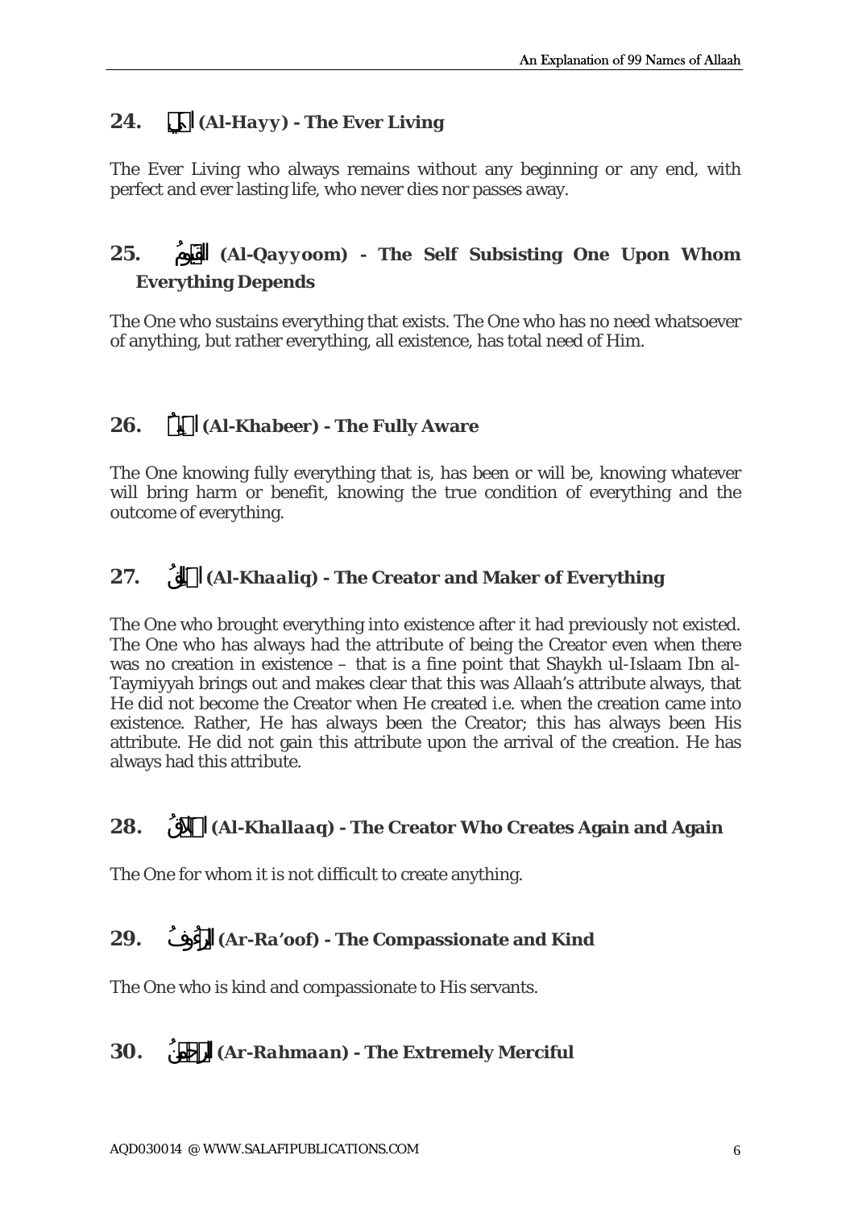## 24. الحي (Al-Hayy) - The Ever Living

The Ever Living who always remains without any beginning or any end, with perfect and ever lasting life, who never dies nor passes away.

## 25. القيوم (Al-Qayyoom) - The Self Subsisting One Upon Whom Everything Depends

The One who sustains everything that exists. The One who has no need whatsoever of anything, but rather everything, all existence, has total need of Him.

## 26. الخبير (Al-Khabeer) - The Fully Aware

The One knowing fully everything that is, has been or will be, knowing whatever will bring harm or benefit, knowing the true condition of everything and the outcome of everything.

## 27. الخالق (Al-Khaaliq) - The Creator and Maker of Everything

The One who brought everything into existence after it had previously not existed. The One who has always had the attribute of being the Creator even when there was no creation in existence – that is a fine point that Shaykh ul-Islaam Ibn al-Taymiyyah brings out and makes clear that this was Allaah's attribute always, that He did not become the Creator when He created i.e. when the creation came into existence. Rather, He has always been the Creator; this has always been His attribute. He did not gain this attribute upon the arrival of the creation. He has always had this attribute.

## 28. الخلاق (Al-Khallaaq) - The Creator Who Creates Again and Again

The One for whom it is not difficult to create anything.

## 29. الرؤوف (Ar-Ra'oof) - The Compassionate and Kind

The One who is kind and compassionate to His servants.

## 30. الرحمن (Ar-Rahmaan) - The Extremely Merciful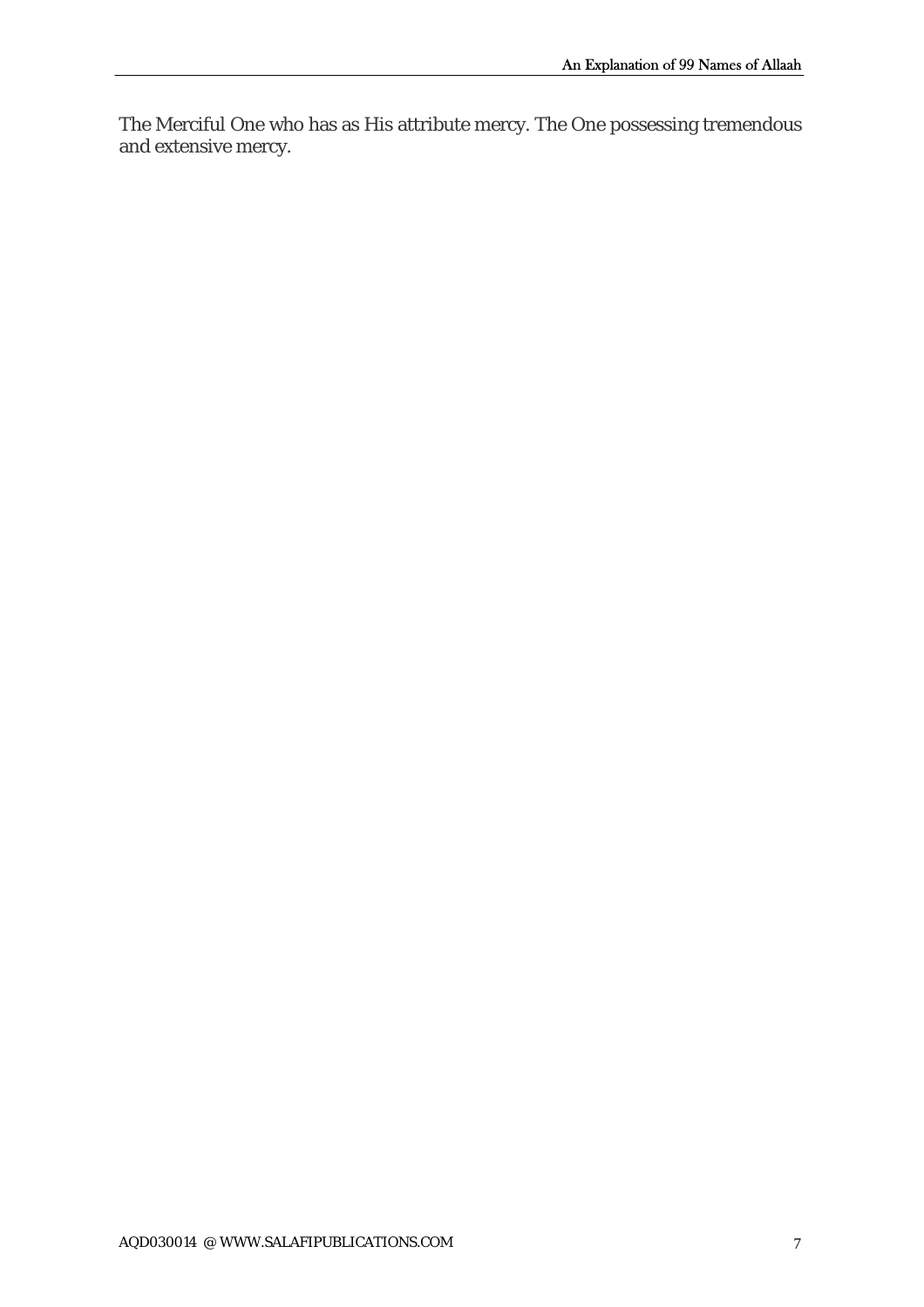The Merciful One who has as His attribute mercy. The One possessing tremendous and extensive mercy.